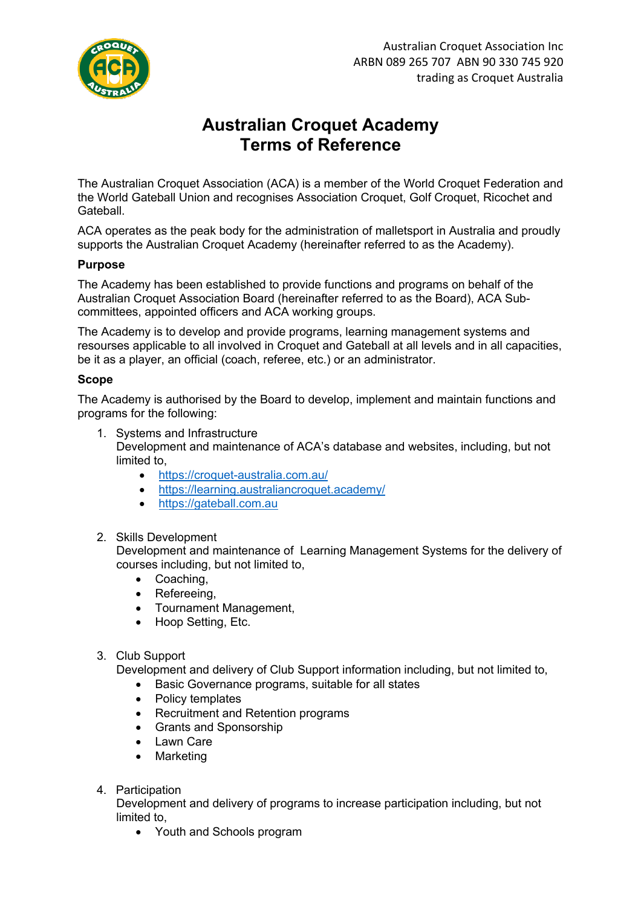Australian Croquet Association Inc
ARBN 089 265 707 ABN 90 330 745 920
trading as Croquet Australia

# Australian Croquet Academy
# Terms of Reference

The Australian Croquet Association (ACA) is a member of the World Croquet Federation and the World Gateball Union and recognises Association Croquet, Golf Croquet, Ricochet and Gateball.

ACA operates as the peak body for the administration of malletsport in Australia and proudly supports the Australian Croquet Academy (hereinafter referred to as the Academy).

**Purpose**

The Academy has been established to provide functions and programs on behalf of the Australian Croquet Association Board (hereinafter referred to as the Board), ACA Sub-committees, appointed officers and ACA working groups.

The Academy is to develop and provide programs, learning management systems and resourses applicable to all involved in Croquet and Gateball at all levels and in all capacities, be it as a player, an official (coach, referee, etc.) or an administrator.

**Scope**

The Academy is authorised by the Board to develop, implement and maintain functions and programs for the following:

1. Systems and Infrastructure
   Development and maintenance of ACA's database and websites, including, but not limited to,
   - https://croquet-australia.com.au/
   - https://learning.australiancroquet.academy/
   - https://gateball.com.au

2. Skills Development
   Development and maintenance of Learning Management Systems for the delivery of courses including, but not limited to,
   - Coaching,
   - Refereeing,
   - Tournament Management,
   - Hoop Setting, Etc.

3. Club Support
   Development and delivery of Club Support information including, but not limited to,
   - Basic Governance programs, suitable for all states
   - Policy templates
   - Recruitment and Retention programs
   - Grants and Sponsorship
   - Lawn Care
   - Marketing

4. Participation
   Development and delivery of programs to increase participation including, but not limited to,
   - Youth and Schools program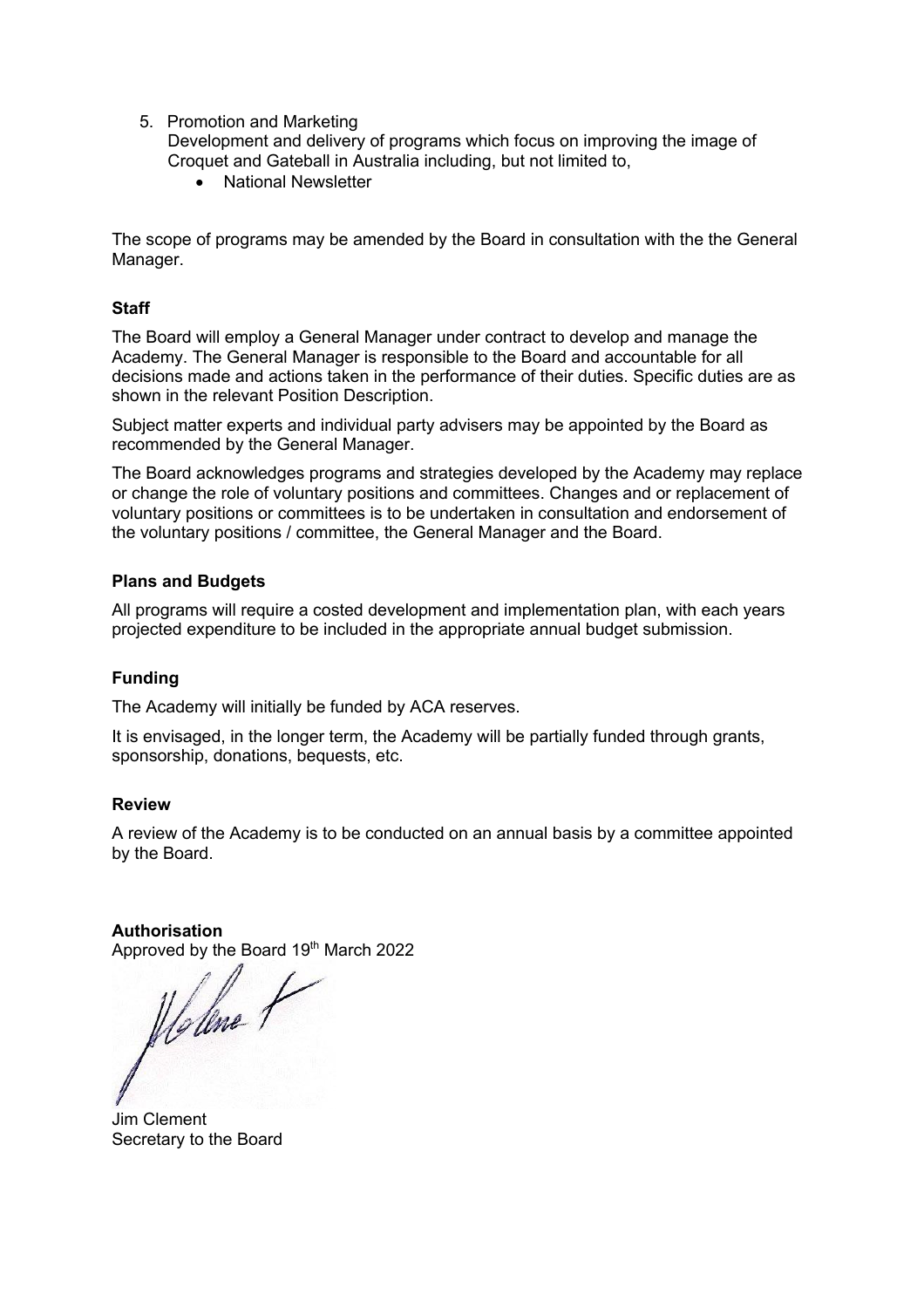5. Promotion and Marketing
   Development and delivery of programs which focus on improving the image of Croquet and Gateball in Australia including, but not limited to,
   - National Newsletter

The scope of programs may be amended by the Board in consultation with the the General Manager.

**Staff**

The Board will employ a General Manager under contract to develop and manage the Academy. The General Manager is responsible to the Board and accountable for all decisions made and actions taken in the performance of their duties. Specific duties are as shown in the relevant Position Description.

Subject matter experts and individual party advisers may be appointed by the Board as recommended by the General Manager.

The Board acknowledges programs and strategies developed by the Academy may replace or change the role of voluntary positions and committees. Changes and or replacement of voluntary positions or committees is to be undertaken in consultation and endorsement of the voluntary positions / committee, the General Manager and the Board.

**Plans and Budgets**

All programs will require a costed development and implementation plan, with each years projected expenditure to be included in the appropriate annual budget submission.

**Funding**

The Academy will initially be funded by ACA reserves.

It is envisaged, in the longer term, the Academy will be partially funded through grants, sponsorship, donations, bequests, etc.

**Review**

A review of the Academy is to be conducted on an annual basis by a committee appointed by the Board.

**Authorisation**
Approved by the Board 19th March 2022

Jim Clement
Secretary to the Board